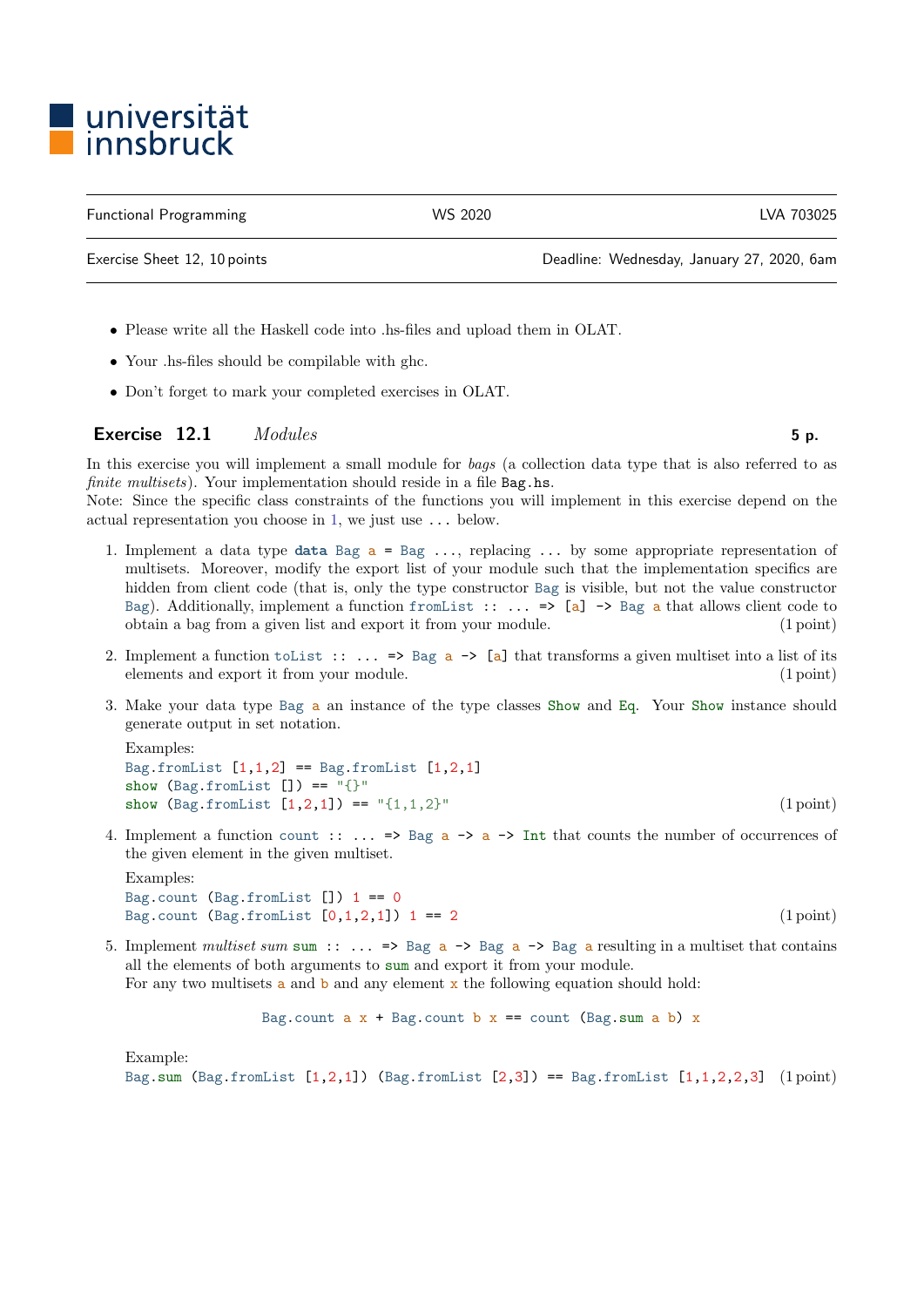universität innsbruck

| Functional Programming | WS 2020 | LVA 703025 |
|---|---|---|
| Exercise Sheet 12, 10 points | | Deadline: Wednesday, January 27, 2020, 6am |

- Please write all the Haskell code into .hs-files and upload them in OLAT.
- Your .hs-files should be compilable with ghc.
- Don't forget to mark your completed exercises in OLAT.

## Exercise 12.1 *Modules* **5 p.**

In this exercise you will implement a small module for *bags* (a collection data type that is also referred to as *finite multisets*). Your implementation should reside in a file `Bag.hs`.
Note: Since the specific class constraints of the functions you will implement in this exercise depend on the actual representation you choose in 1, we just use `...` below.

1. Implement a data type `data Bag a = Bag ...`, replacing `...` by some appropriate representation of multisets. Moreover, modify the export list of your module such that the implementation specifics are hidden from client code (that is, only the type constructor `Bag` is visible, but not the value constructor `Bag`). Additionally, implement a function `fromList :: ... => [a] -> Bag a` that allows client code to obtain a bag from a given list and export it from your module. (1 point)

2. Implement a function `toList :: ... => Bag a -> [a]` that transforms a given multiset into a list of its elements and export it from your module. (1 point)

3. Make your data type `Bag a` an instance of the type classes `Show` and `Eq`. Your `Show` instance should generate output in set notation.

   Examples:
   ```
   Bag.fromList [1,1,2] == Bag.fromList [1,2,1]
   show (Bag.fromList []) == "{}"
   show (Bag.fromList [1,2,1]) == "{1,1,2}"
   ```
   (1 point)

4. Implement a function `count :: ... => Bag a -> a -> Int` that counts the number of occurrences of the given element in the given multiset.

   Examples:
   ```
   Bag.count (Bag.fromList []) 1 == 0
   Bag.count (Bag.fromList [0,1,2,1]) 1 == 2
   ```
   (1 point)

5. Implement *multiset sum* `sum :: ... => Bag a -> Bag a -> Bag a` resulting in a multiset that contains all the elements of both arguments to `sum` and export it from your module.
   For any two multisets `a` and `b` and any element `x` the following equation should hold:

   ```
   Bag.count a x + Bag.count b x == count (Bag.sum a b) x
   ```

   Example:
   ```
   Bag.sum (Bag.fromList [1,2,1]) (Bag.fromList [2,3]) == Bag.fromList [1,1,2,2,3]
   ```
   (1 point)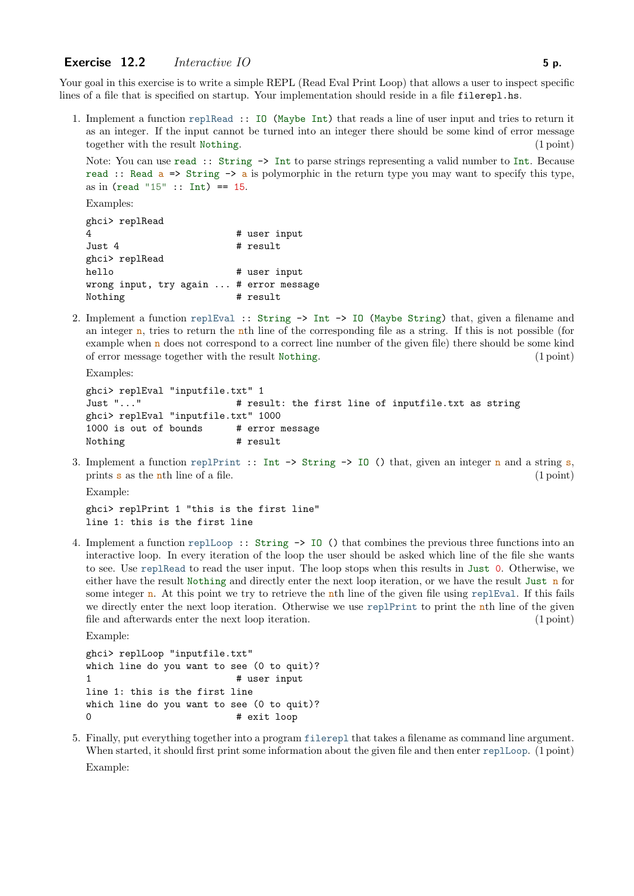## Exercise 12.2 *Interactive IO* **5 p.**

Your goal in this exercise is to write a simple REPL (Read Eval Print Loop) that allows a user to inspect specific lines of a file that is specified on startup. Your implementation should reside in a file `filerepl.hs`.

1. Implement a function `replRead :: IO (Maybe Int)` that reads a line of user input and tries to return it as an integer. If the input cannot be turned into an integer there should be some kind of error message together with the result `Nothing`. (1 point)

   Note: You can use `read :: String -> Int` to parse strings representing a valid number to `Int`. Because `read :: Read a => String -> a` is polymorphic in the return type you may want to specify this type, as in `(read "15" :: Int) == 15`.

   Examples:

   ```
   ghci> replRead
   4                          # user input
   Just 4                     # result
   ghci> replRead
   hello                      # user input
   wrong input, try again ... # error message
   Nothing                    # result
   ```

2. Implement a function `replEval :: String -> Int -> IO (Maybe String)` that, given a filename and an integer `n`, tries to return the `n`th line of the corresponding file as a string. If this is not possible (for example when `n` does not correspond to a correct line number of the given file) there should be some kind of error message together with the result `Nothing`. (1 point)

   Examples:

   ```
   ghci> replEval "inputfile.txt" 1
   Just "..."                 # result: the first line of inputfile.txt as string
   ghci> replEval "inputfile.txt" 1000
   1000 is out of bounds      # error message
   Nothing                    # result
   ```

3. Implement a function `replPrint :: Int -> String -> IO ()` that, given an integer `n` and a string `s`, prints `s` as the `n`th line of a file. (1 point)

   Example:

   ```
   ghci> replPrint 1 "this is the first line"
   line 1: this is the first line
   ```

4. Implement a function `replLoop :: String -> IO ()` that combines the previous three functions into an interactive loop. In every iteration of the loop the user should be asked which line of the file she wants to see. Use `replRead` to read the user input. The loop stops when this results in `Just 0`. Otherwise, we either have the result `Nothing` and directly enter the next loop iteration, or we have the result `Just n` for some integer `n`. At this point we try to retrieve the `n`th line of the given file using `replEval`. If this fails we directly enter the next loop iteration. Otherwise we use `replPrint` to print the `n`th line of the given file and afterwards enter the next loop iteration. (1 point)

   Example:

   ```
   ghci> replLoop "inputfile.txt"
   which line do you want to see (0 to quit)?
   1                          # user input
   line 1: this is the first line
   which line do you want to see (0 to quit)?
   0                          # exit loop
   ```

5. Finally, put everything together into a program `filerepl` that takes a filename as command line argument. When started, it should first print some information about the given file and then enter `replLoop`. (1 point)

   Example: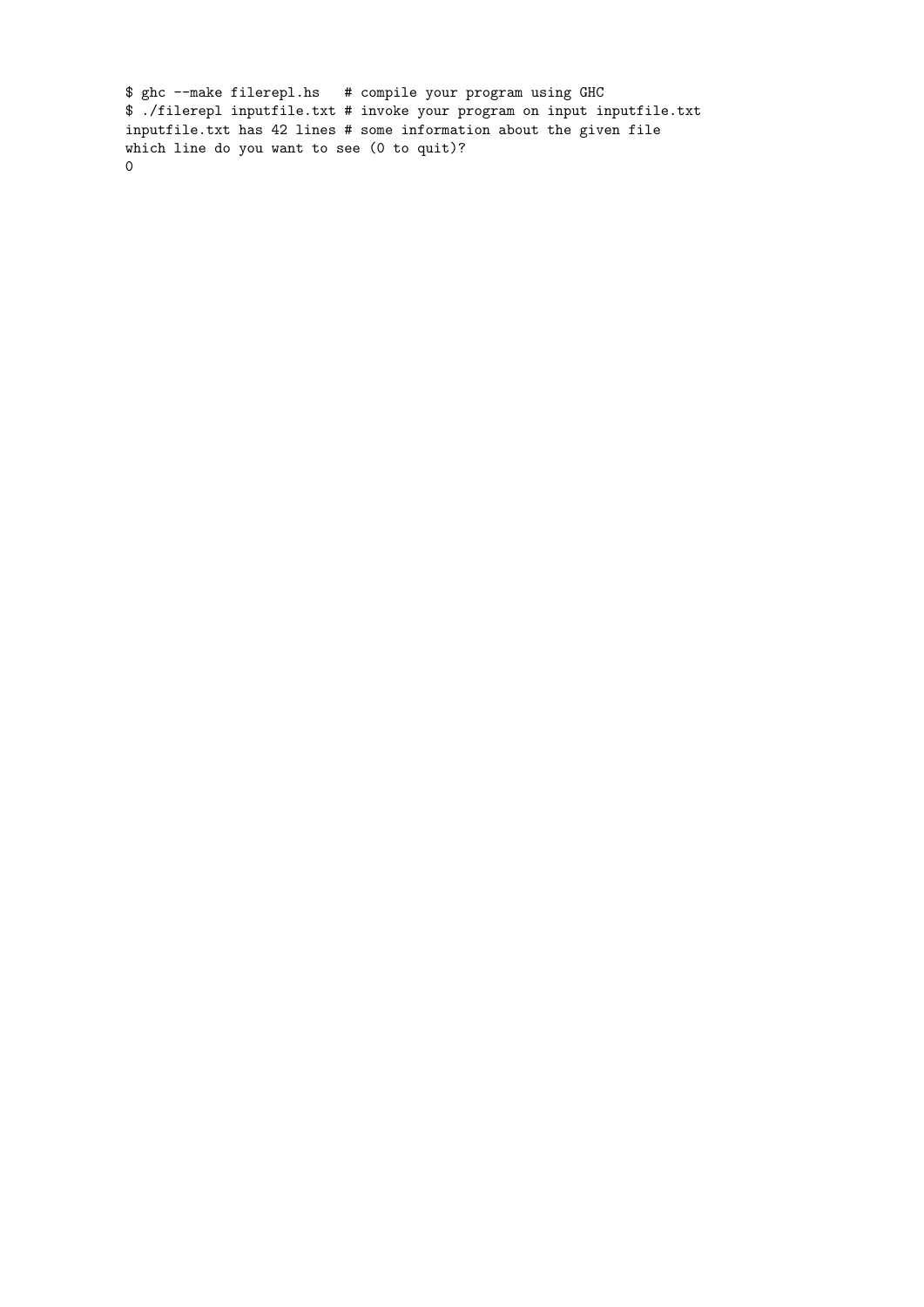```
$ ghc --make filerepl.hs   # compile your program using GHC
$ ./filerepl inputfile.txt # invoke your program on input inputfile.txt
inputfile.txt has 42 lines # some information about the given file
which line do you want to see (0 to quit)?
0
```